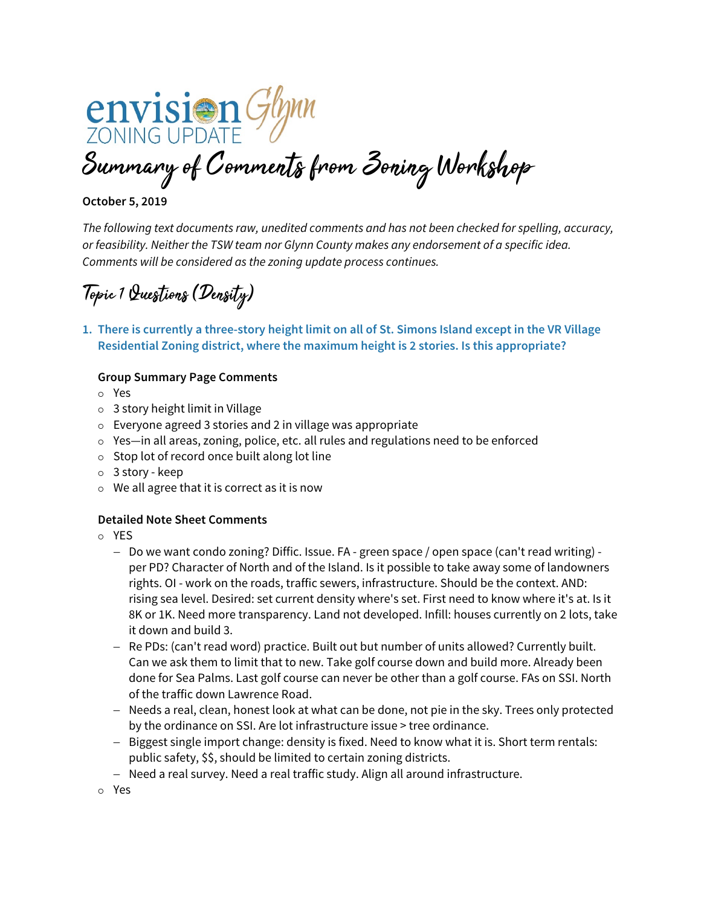# envision Glynn ZONING UPDATE

# Summary of Comments from Zoning Workshop

**October 5, 2019**

*The following text documents raw, unedited comments and has not been checked for spelling, accuracy, or feasibility. Neither the TSW team nor Glynn County makes any endorsement of a specific idea. Comments will be considered as the zoning update process continues.*

## Topic 1 Questions (Density)

### 1. There is currently a three-story height limit on all of St. Simons Island except in the VR Village Residential Zoning district, where the maximum height is 2 stories. Is this appropriate?

**Group Summary Page Comments**

- Yes
- 3 story height limit in Village
- Everyone agreed 3 stories and 2 in village was appropriate
- Yes—in all areas, zoning, police, etc. all rules and regulations need to be enforced
- Stop lot of record once built along lot line
- 3 story - keep
- We all agree that it is correct as it is now

**Detailed Note Sheet Comments**

- YES
  - Do we want condo zoning? Diffic. Issue. FA - green space / open space (can't read writing) - per PD? Character of North and of the Island. Is it possible to take away some of landowners rights. OI - work on the roads, traffic sewers, infrastructure. Should be the context. AND: rising sea level. Desired: set current density where's set. First need to know where it's at. Is it 8K or 1K. Need more transparency. Land not developed. Infill: houses currently on 2 lots, take it down and build 3.
  - Re PDs: (can't read word) practice. Built out but number of units allowed? Currently built. Can we ask them to limit that to new. Take golf course down and build more. Already been done for Sea Palms. Last golf course can never be other than a golf course. FAs on SSI. North of the traffic down Lawrence Road.
  - Needs a real, clean, honest look at what can be done, not pie in the sky. Trees only protected by the ordinance on SSI. Are lot infrastructure issue > tree ordinance.
  - Biggest single import change: density is fixed. Need to know what it is. Short term rentals: public safety, $$, should be limited to certain zoning districts.
  - Need a real survey. Need a real traffic study. Align all around infrastructure.
- Yes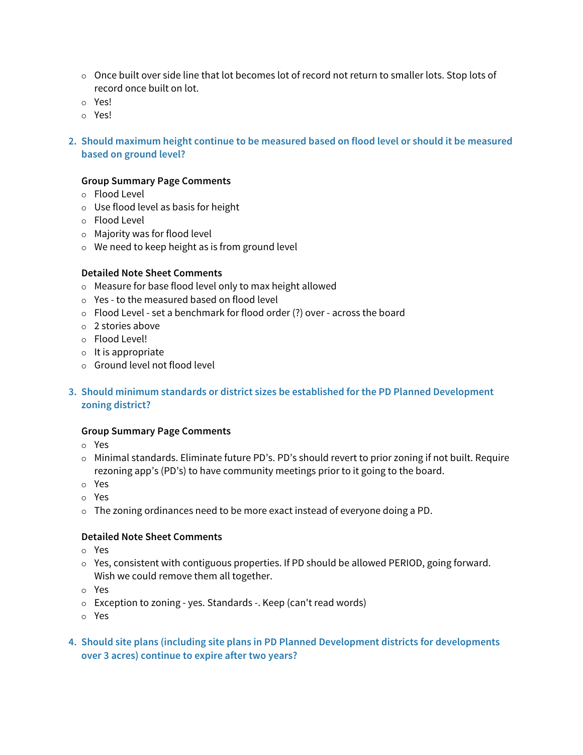- Once built over side line that lot becomes lot of record not return to smaller lots. Stop lots of record once built on lot.
- Yes!
- Yes!

2. **Should maximum height continue to be measured based on flood level or should it be measured based on ground level?**

**Group Summary Page Comments**

- Flood Level
- Use flood level as basis for height
- Flood Level
- Majority was for flood level
- We need to keep height as is from ground level

**Detailed Note Sheet Comments**

- Measure for base flood level only to max height allowed
- Yes - to the measured based on flood level
- Flood Level - set a benchmark for flood order (?) over - across the board
- 2 stories above
- Flood Level!
- It is appropriate
- Ground level not flood level

3. **Should minimum standards or district sizes be established for the PD Planned Development zoning district?**

**Group Summary Page Comments**

- Yes
- Minimal standards. Eliminate future PD's. PD's should revert to prior zoning if not built. Require rezoning app's (PD's) to have community meetings prior to it going to the board.
- Yes
- Yes
- The zoning ordinances need to be more exact instead of everyone doing a PD.

**Detailed Note Sheet Comments**

- Yes
- Yes, consistent with contiguous properties. If PD should be allowed PERIOD, going forward. Wish we could remove them all together.
- Yes
- Exception to zoning - yes. Standards -. Keep (can't read words)
- Yes

4. **Should site plans (including site plans in PD Planned Development districts for developments over 3 acres) continue to expire after two years?**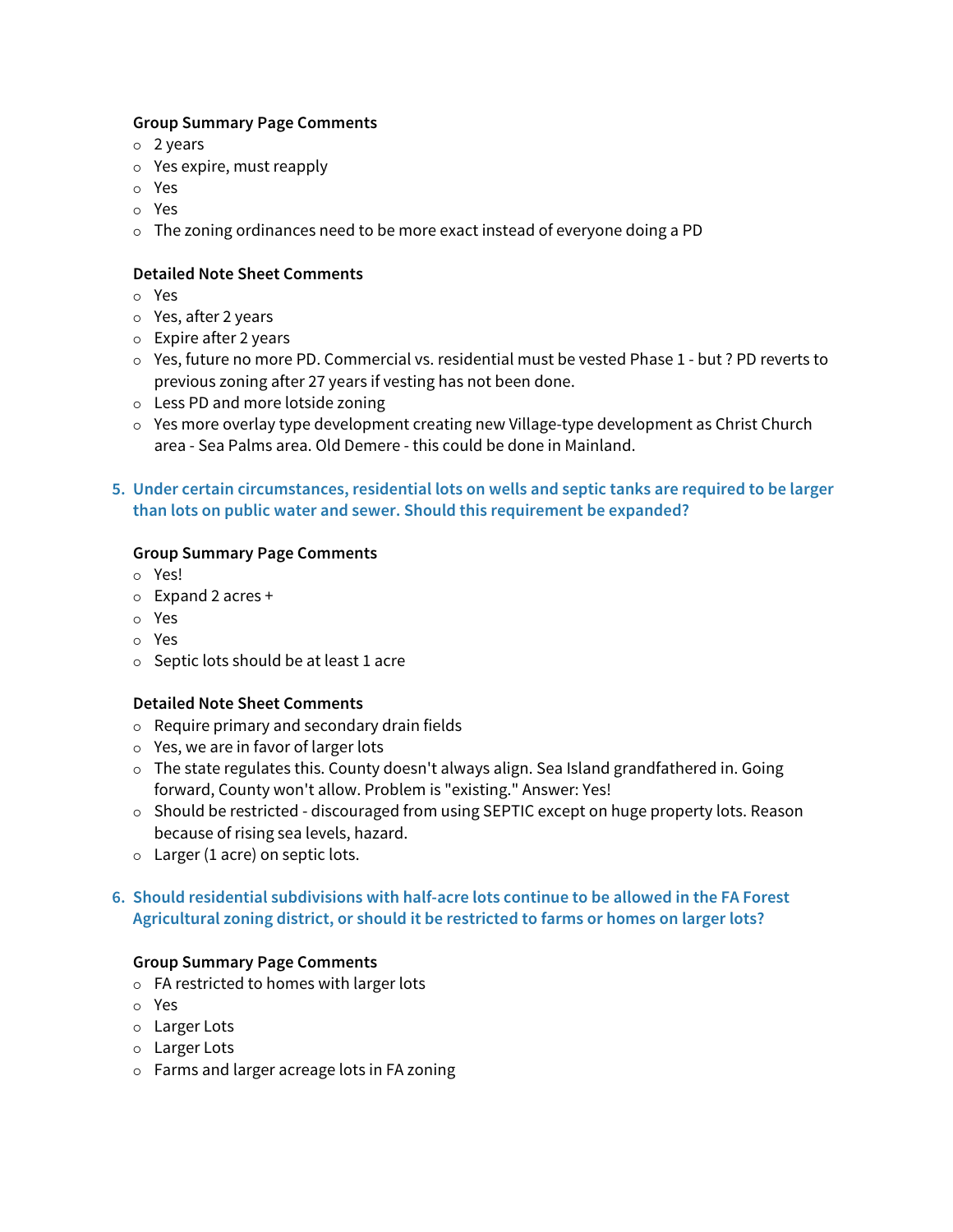**Group Summary Page Comments**

- 2 years
- Yes expire, must reapply
- Yes
- Yes
- The zoning ordinances need to be more exact instead of everyone doing a PD

**Detailed Note Sheet Comments**

- Yes
- Yes, after 2 years
- Expire after 2 years
- Yes, future no more PD. Commercial vs. residential must be vested Phase 1 - but ? PD reverts to previous zoning after 27 years if vesting has not been done.
- Less PD and more lotside zoning
- Yes more overlay type development creating new Village-type development as Christ Church area - Sea Palms area. Old Demere - this could be done in Mainland.

### 5. Under certain circumstances, residential lots on wells and septic tanks are required to be larger than lots on public water and sewer. Should this requirement be expanded?

**Group Summary Page Comments**

- Yes!
- Expand 2 acres +
- Yes
- Yes
- Septic lots should be at least 1 acre

**Detailed Note Sheet Comments**

- Require primary and secondary drain fields
- Yes, we are in favor of larger lots
- The state regulates this. County doesn't always align. Sea Island grandfathered in. Going forward, County won't allow. Problem is "existing." Answer: Yes!
- Should be restricted - discouraged from using SEPTIC except on huge property lots. Reason because of rising sea levels, hazard.
- Larger (1 acre) on septic lots.

### 6. Should residential subdivisions with half-acre lots continue to be allowed in the FA Forest Agricultural zoning district, or should it be restricted to farms or homes on larger lots?

**Group Summary Page Comments**

- FA restricted to homes with larger lots
- Yes
- Larger Lots
- Larger Lots
- Farms and larger acreage lots in FA zoning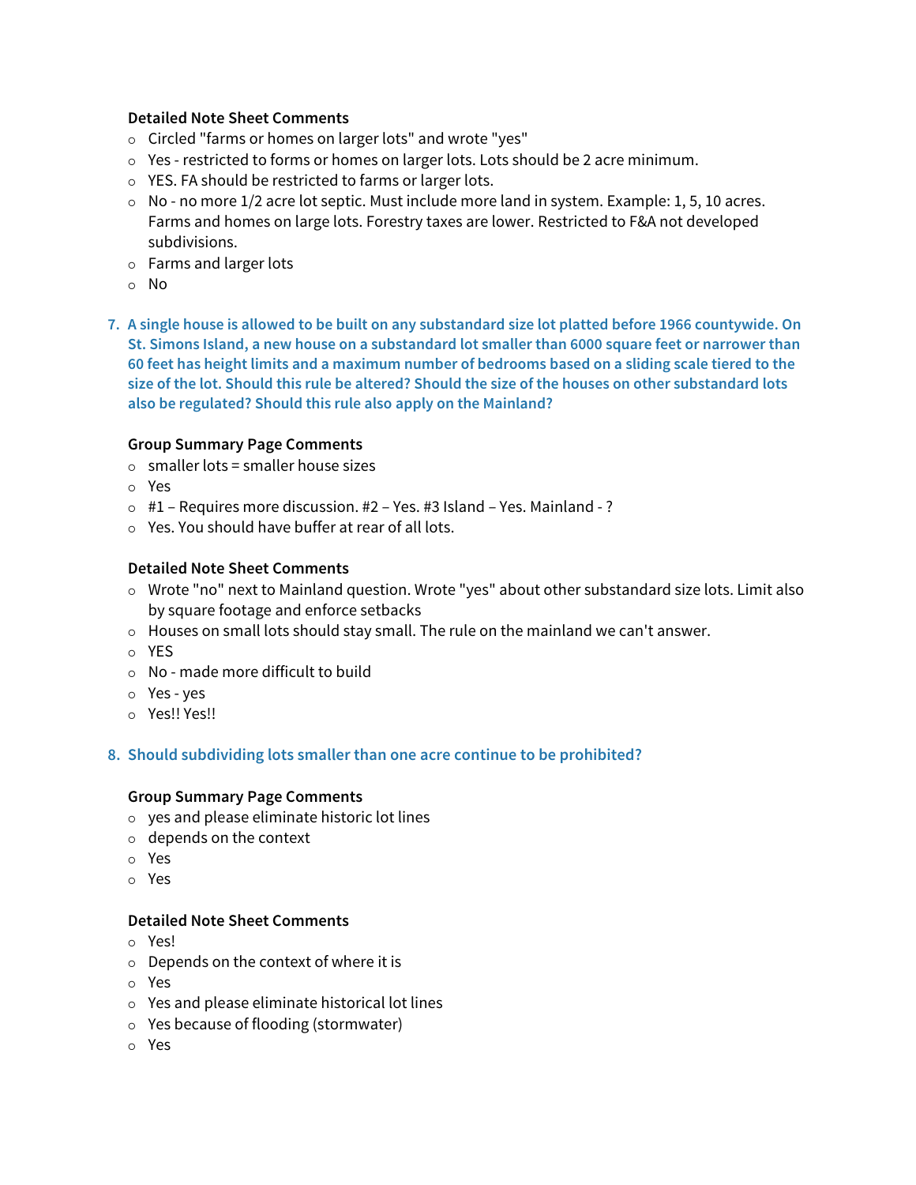**Detailed Note Sheet Comments**

- Circled "farms or homes on larger lots" and wrote "yes"
- Yes - restricted to forms or homes on larger lots. Lots should be 2 acre minimum.
- YES. FA should be restricted to farms or larger lots.
- No - no more 1/2 acre lot septic. Must include more land in system. Example: 1, 5, 10 acres. Farms and homes on large lots. Forestry taxes are lower. Restricted to F&A not developed subdivisions.
- Farms and larger lots
- No

### 7. A single house is allowed to be built on any substandard size lot platted before 1966 countywide. On St. Simons Island, a new house on a substandard lot smaller than 6000 square feet or narrower than 60 feet has height limits and a maximum number of bedrooms based on a sliding scale tiered to the size of the lot. Should this rule be altered? Should the size of the houses on other substandard lots also be regulated? Should this rule also apply on the Mainland?

**Group Summary Page Comments**

- smaller lots = smaller house sizes
- Yes
- #1 – Requires more discussion. #2 – Yes. #3 Island – Yes. Mainland - ?
- Yes. You should have buffer at rear of all lots.

**Detailed Note Sheet Comments**

- Wrote "no" next to Mainland question. Wrote "yes" about other substandard size lots. Limit also by square footage and enforce setbacks
- Houses on small lots should stay small. The rule on the mainland we can't answer.
- YES
- No - made more difficult to build
- Yes - yes
- Yes!! Yes!!

### 8. Should subdividing lots smaller than one acre continue to be prohibited?

**Group Summary Page Comments**

- yes and please eliminate historic lot lines
- depends on the context
- Yes
- Yes

**Detailed Note Sheet Comments**

- Yes!
- Depends on the context of where it is
- Yes
- Yes and please eliminate historical lot lines
- Yes because of flooding (stormwater)
- Yes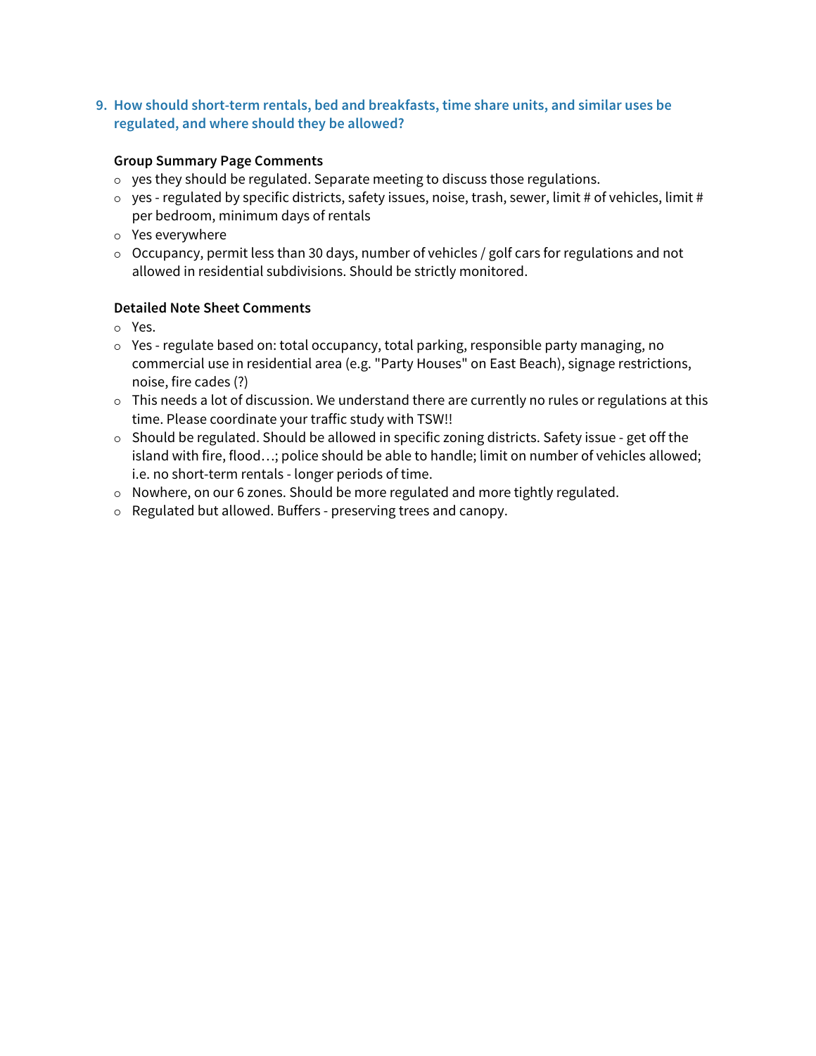### 9. How should short-term rentals, bed and breakfasts, time share units, and similar uses be regulated, and where should they be allowed?

**Group Summary Page Comments**

- yes they should be regulated. Separate meeting to discuss those regulations.
- yes - regulated by specific districts, safety issues, noise, trash, sewer, limit # of vehicles, limit # per bedroom, minimum days of rentals
- Yes everywhere
- Occupancy, permit less than 30 days, number of vehicles / golf cars for regulations and not allowed in residential subdivisions. Should be strictly monitored.

**Detailed Note Sheet Comments**

- Yes.
- Yes - regulate based on: total occupancy, total parking, responsible party managing, no commercial use in residential area (e.g. "Party Houses" on East Beach), signage restrictions, noise, fire cades (?)
- This needs a lot of discussion. We understand there are currently no rules or regulations at this time. Please coordinate your traffic study with TSW!!
- Should be regulated. Should be allowed in specific zoning districts. Safety issue - get off the island with fire, flood…; police should be able to handle; limit on number of vehicles allowed; i.e. no short-term rentals - longer periods of time.
- Nowhere, on our 6 zones. Should be more regulated and more tightly regulated.
- Regulated but allowed. Buffers - preserving trees and canopy.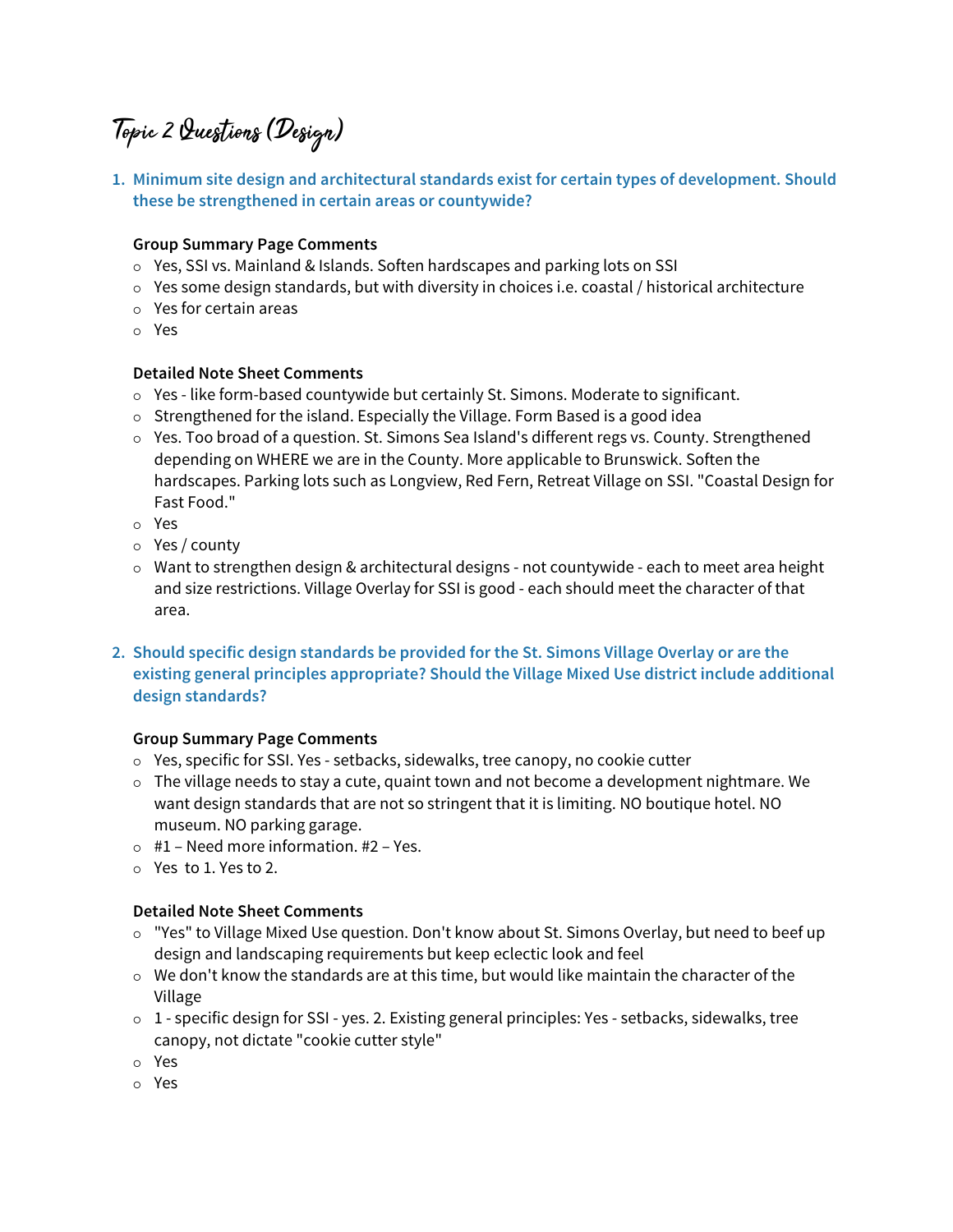# Topic 2 Questions (Design)

1. **Minimum site design and architectural standards exist for certain types of development. Should these be strengthened in certain areas or countywide?**

   **Group Summary Page Comments**
   - Yes, SSI vs. Mainland & Islands. Soften hardscapes and parking lots on SSI
   - Yes some design standards, but with diversity in choices i.e. coastal / historical architecture
   - Yes for certain areas
   - Yes

   **Detailed Note Sheet Comments**
   - Yes - like form-based countywide but certainly St. Simons. Moderate to significant.
   - Strengthened for the island. Especially the Village. Form Based is a good idea
   - Yes. Too broad of a question. St. Simons Sea Island's different regs vs. County. Strengthened depending on WHERE we are in the County. More applicable to Brunswick. Soften the hardscapes. Parking lots such as Longview, Red Fern, Retreat Village on SSI. "Coastal Design for Fast Food."
   - Yes
   - Yes / county
   - Want to strengthen design & architectural designs - not countywide - each to meet area height and size restrictions. Village Overlay for SSI is good - each should meet the character of that area.

2. **Should specific design standards be provided for the St. Simons Village Overlay or are the existing general principles appropriate? Should the Village Mixed Use district include additional design standards?**

   **Group Summary Page Comments**
   - Yes, specific for SSI. Yes - setbacks, sidewalks, tree canopy, no cookie cutter
   - The village needs to stay a cute, quaint town and not become a development nightmare. We want design standards that are not so stringent that it is limiting. NO boutique hotel. NO museum. NO parking garage.
   - #1 – Need more information. #2 – Yes.
   - Yes to 1. Yes to 2.

   **Detailed Note Sheet Comments**
   - "Yes" to Village Mixed Use question. Don't know about St. Simons Overlay, but need to beef up design and landscaping requirements but keep eclectic look and feel
   - We don't know the standards are at this time, but would like maintain the character of the Village
   - 1 - specific design for SSI - yes. 2. Existing general principles: Yes - setbacks, sidewalks, tree canopy, not dictate "cookie cutter style"
   - Yes
   - Yes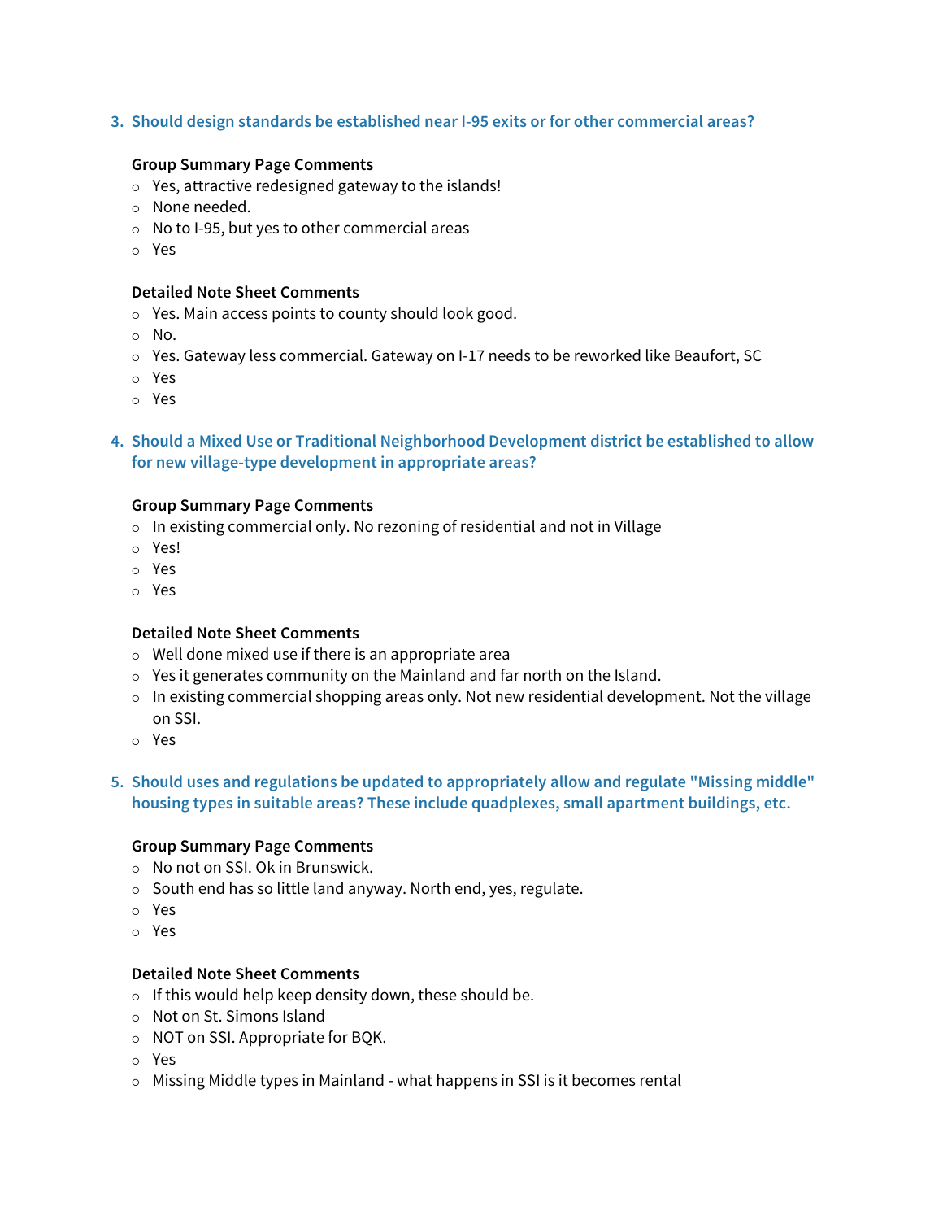### 3. Should design standards be established near I-95 exits or for other commercial areas?

**Group Summary Page Comments**

- Yes, attractive redesigned gateway to the islands!
- None needed.
- No to I-95, but yes to other commercial areas
- Yes

**Detailed Note Sheet Comments**

- Yes. Main access points to county should look good.
- No.
- Yes. Gateway less commercial. Gateway on I-17 needs to be reworked like Beaufort, SC
- Yes
- Yes

### 4. Should a Mixed Use or Traditional Neighborhood Development district be established to allow for new village-type development in appropriate areas?

**Group Summary Page Comments**

- In existing commercial only. No rezoning of residential and not in Village
- Yes!
- Yes
- Yes

**Detailed Note Sheet Comments**

- Well done mixed use if there is an appropriate area
- Yes it generates community on the Mainland and far north on the Island.
- In existing commercial shopping areas only. Not new residential development. Not the village on SSI.
- Yes

### 5. Should uses and regulations be updated to appropriately allow and regulate "Missing middle" housing types in suitable areas? These include quadplexes, small apartment buildings, etc.

**Group Summary Page Comments**

- No not on SSI. Ok in Brunswick.
- South end has so little land anyway. North end, yes, regulate.
- Yes
- Yes

**Detailed Note Sheet Comments**

- If this would help keep density down, these should be.
- Not on St. Simons Island
- NOT on SSI. Appropriate for BQK.
- Yes
- Missing Middle types in Mainland - what happens in SSI is it becomes rental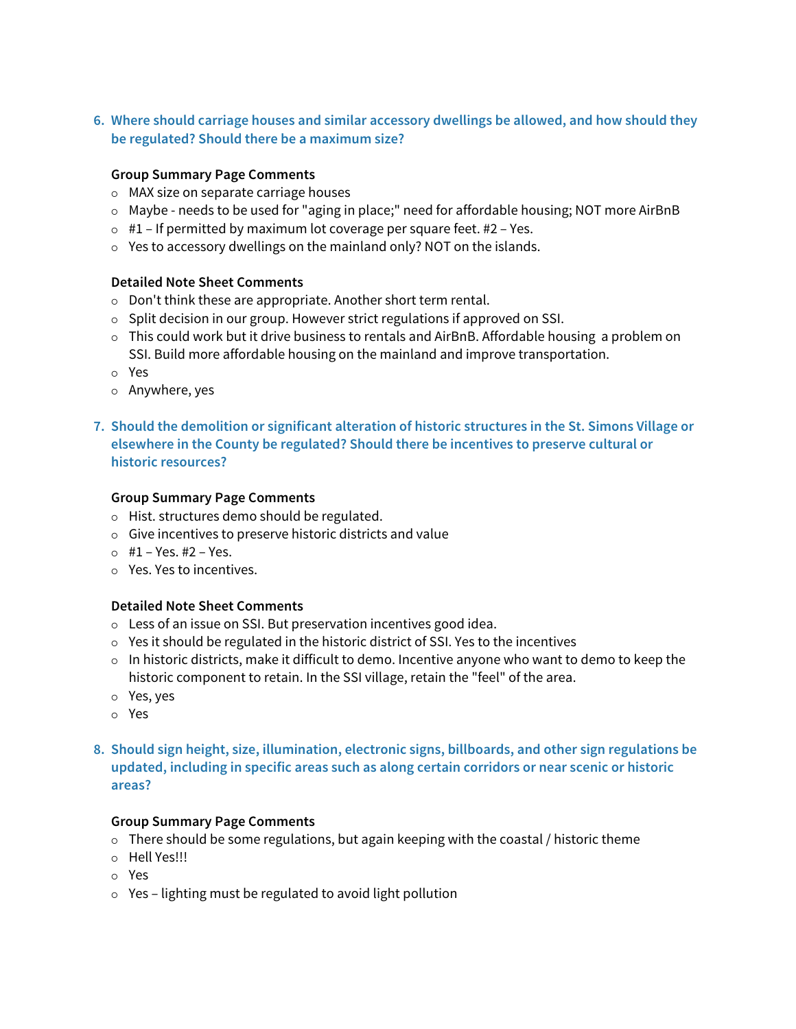6. **Where should carriage houses and similar accessory dwellings be allowed, and how should they be regulated? Should there be a maximum size?**

   **Group Summary Page Comments**
   - MAX size on separate carriage houses
   - Maybe - needs to be used for "aging in place;" need for affordable housing; NOT more AirBnB
   - #1 – If permitted by maximum lot coverage per square feet. #2 – Yes.
   - Yes to accessory dwellings on the mainland only? NOT on the islands.

   **Detailed Note Sheet Comments**
   - Don't think these are appropriate. Another short term rental.
   - Split decision in our group. However strict regulations if approved on SSI.
   - This could work but it drive business to rentals and AirBnB. Affordable housing a problem on SSI. Build more affordable housing on the mainland and improve transportation.
   - Yes
   - Anywhere, yes

7. **Should the demolition or significant alteration of historic structures in the St. Simons Village or elsewhere in the County be regulated? Should there be incentives to preserve cultural or historic resources?**

   **Group Summary Page Comments**
   - Hist. structures demo should be regulated.
   - Give incentives to preserve historic districts and value
   - #1 – Yes. #2 – Yes.
   - Yes. Yes to incentives.

   **Detailed Note Sheet Comments**
   - Less of an issue on SSI. But preservation incentives good idea.
   - Yes it should be regulated in the historic district of SSI. Yes to the incentives
   - In historic districts, make it difficult to demo. Incentive anyone who want to demo to keep the historic component to retain. In the SSI village, retain the "feel" of the area.
   - Yes, yes
   - Yes

8. **Should sign height, size, illumination, electronic signs, billboards, and other sign regulations be updated, including in specific areas such as along certain corridors or near scenic or historic areas?**

   **Group Summary Page Comments**
   - There should be some regulations, but again keeping with the coastal / historic theme
   - Hell Yes!!!
   - Yes
   - Yes – lighting must be regulated to avoid light pollution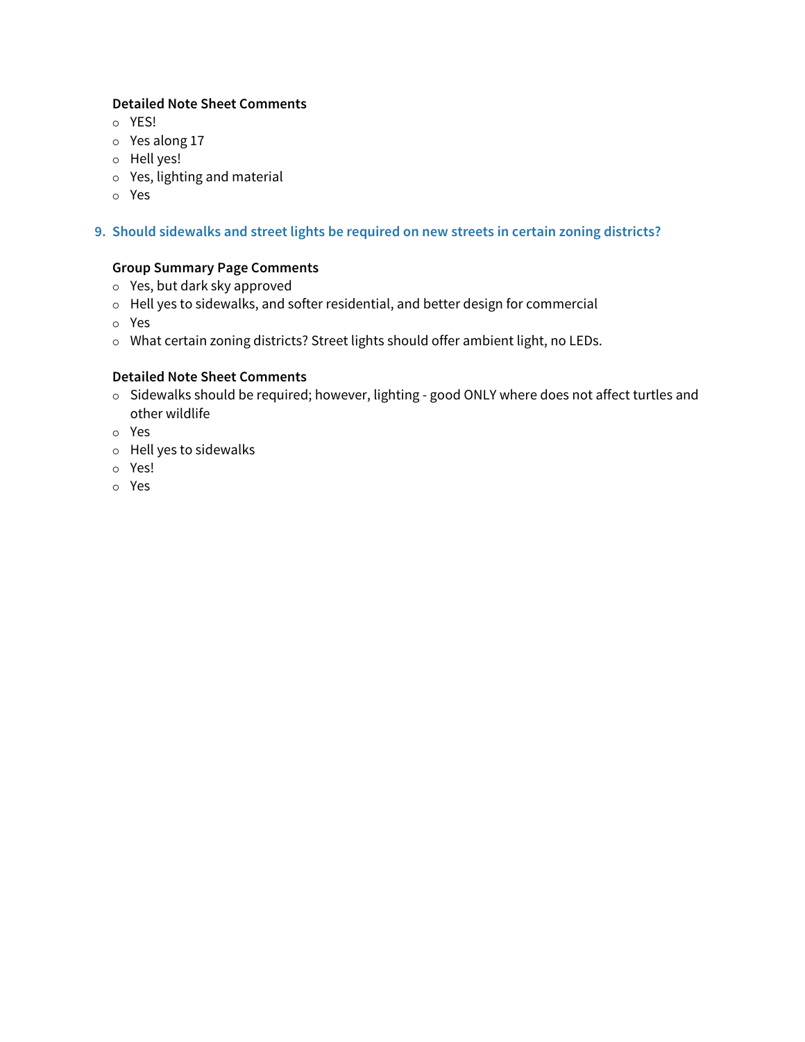**Detailed Note Sheet Comments**

- YES!
- Yes along 17
- Hell yes!
- Yes, lighting and material
- Yes

## 9. Should sidewalks and street lights be required on new streets in certain zoning districts?

**Group Summary Page Comments**

- Yes, but dark sky approved
- Hell yes to sidewalks, and softer residential, and better design for commercial
- Yes
- What certain zoning districts? Street lights should offer ambient light, no LEDs.

**Detailed Note Sheet Comments**

- Sidewalks should be required; however, lighting - good ONLY where does not affect turtles and other wildlife
- Yes
- Hell yes to sidewalks
- Yes!
- Yes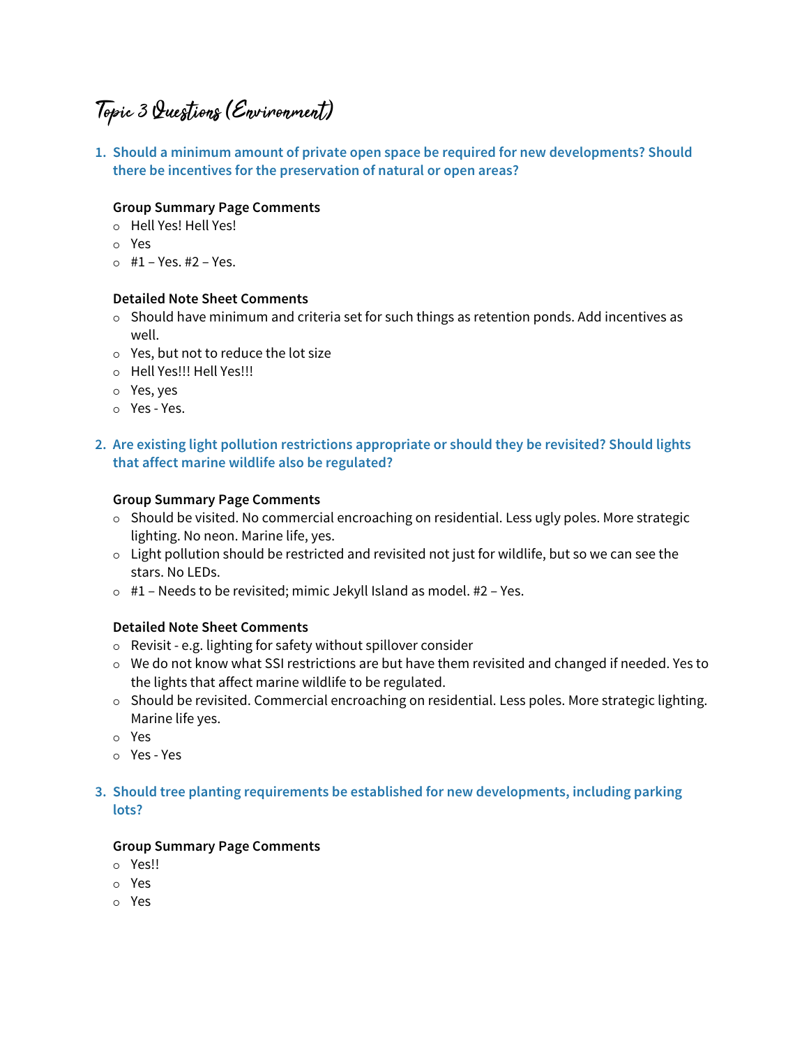# Topic 3 Questions (Environment)

1. **Should a minimum amount of private open space be required for new developments? Should there be incentives for the preservation of natural or open areas?**

   **Group Summary Page Comments**
   - Hell Yes! Hell Yes!
   - Yes
   - #1 – Yes. #2 – Yes.

   **Detailed Note Sheet Comments**
   - Should have minimum and criteria set for such things as retention ponds. Add incentives as well.
   - Yes, but not to reduce the lot size
   - Hell Yes!!! Hell Yes!!!
   - Yes, yes
   - Yes - Yes.

2. **Are existing light pollution restrictions appropriate or should they be revisited? Should lights that affect marine wildlife also be regulated?**

   **Group Summary Page Comments**
   - Should be visited. No commercial encroaching on residential. Less ugly poles. More strategic lighting. No neon. Marine life, yes.
   - Light pollution should be restricted and revisited not just for wildlife, but so we can see the stars. No LEDs.
   - #1 – Needs to be revisited; mimic Jekyll Island as model. #2 – Yes.

   **Detailed Note Sheet Comments**
   - Revisit - e.g. lighting for safety without spillover consider
   - We do not know what SSI restrictions are but have them revisited and changed if needed. Yes to the lights that affect marine wildlife to be regulated.
   - Should be revisited. Commercial encroaching on residential. Less poles. More strategic lighting. Marine life yes.
   - Yes
   - Yes - Yes

3. **Should tree planting requirements be established for new developments, including parking lots?**

   **Group Summary Page Comments**
   - Yes!!
   - Yes
   - Yes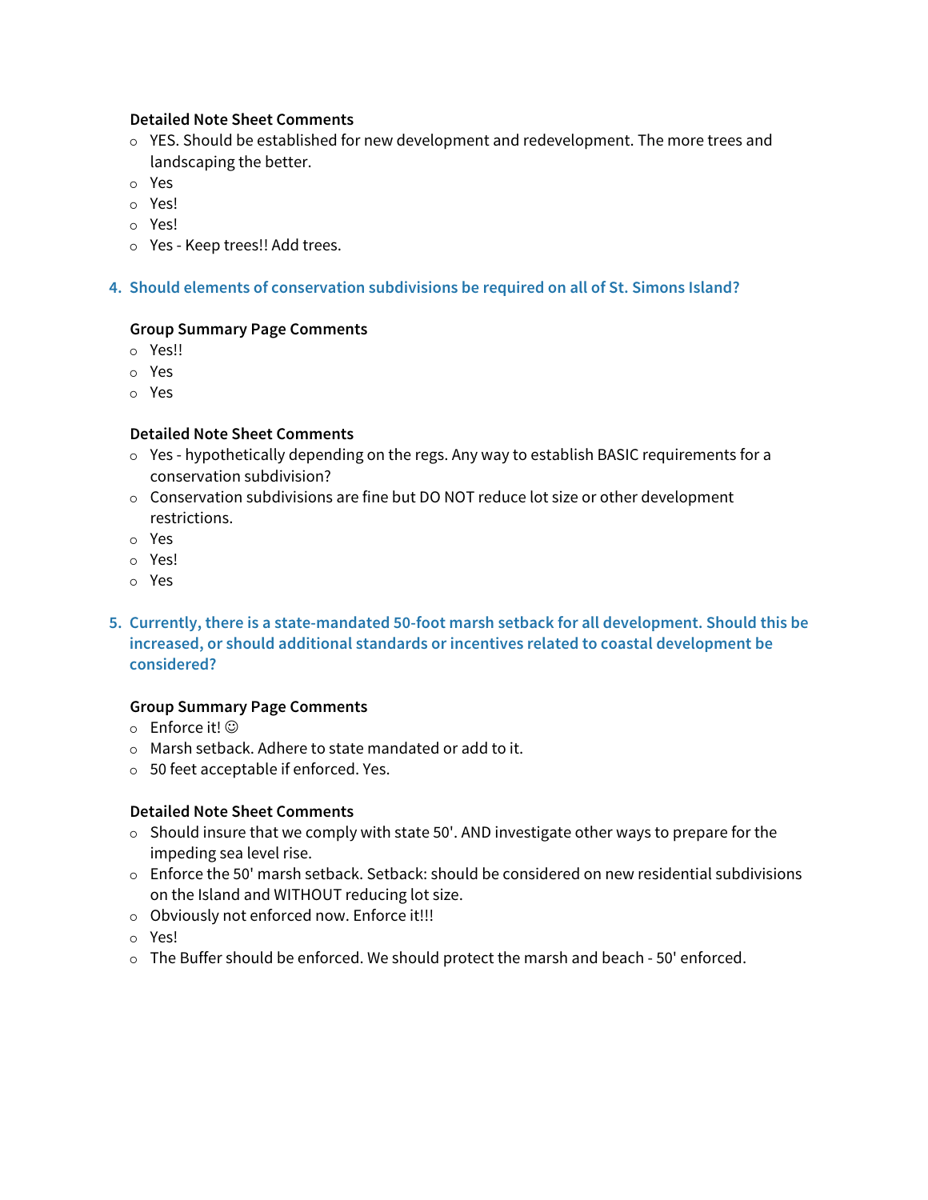**Detailed Note Sheet Comments**

- YES. Should be established for new development and redevelopment. The more trees and landscaping the better.
- Yes
- Yes!
- Yes!
- Yes - Keep trees!! Add trees.

### 4. Should elements of conservation subdivisions be required on all of St. Simons Island?

**Group Summary Page Comments**

- Yes!!
- Yes
- Yes

**Detailed Note Sheet Comments**

- Yes - hypothetically depending on the regs. Any way to establish BASIC requirements for a conservation subdivision?
- Conservation subdivisions are fine but DO NOT reduce lot size or other development restrictions.
- Yes
- Yes!
- Yes

### 5. Currently, there is a state-mandated 50-foot marsh setback for all development. Should this be increased, or should additional standards or incentives related to coastal development be considered?

**Group Summary Page Comments**

- Enforce it! ☺
- Marsh setback. Adhere to state mandated or add to it.
- 50 feet acceptable if enforced. Yes.

**Detailed Note Sheet Comments**

- Should insure that we comply with state 50'. AND investigate other ways to prepare for the impeding sea level rise.
- Enforce the 50' marsh setback. Setback: should be considered on new residential subdivisions on the Island and WITHOUT reducing lot size.
- Obviously not enforced now. Enforce it!!!
- Yes!
- The Buffer should be enforced. We should protect the marsh and beach - 50' enforced.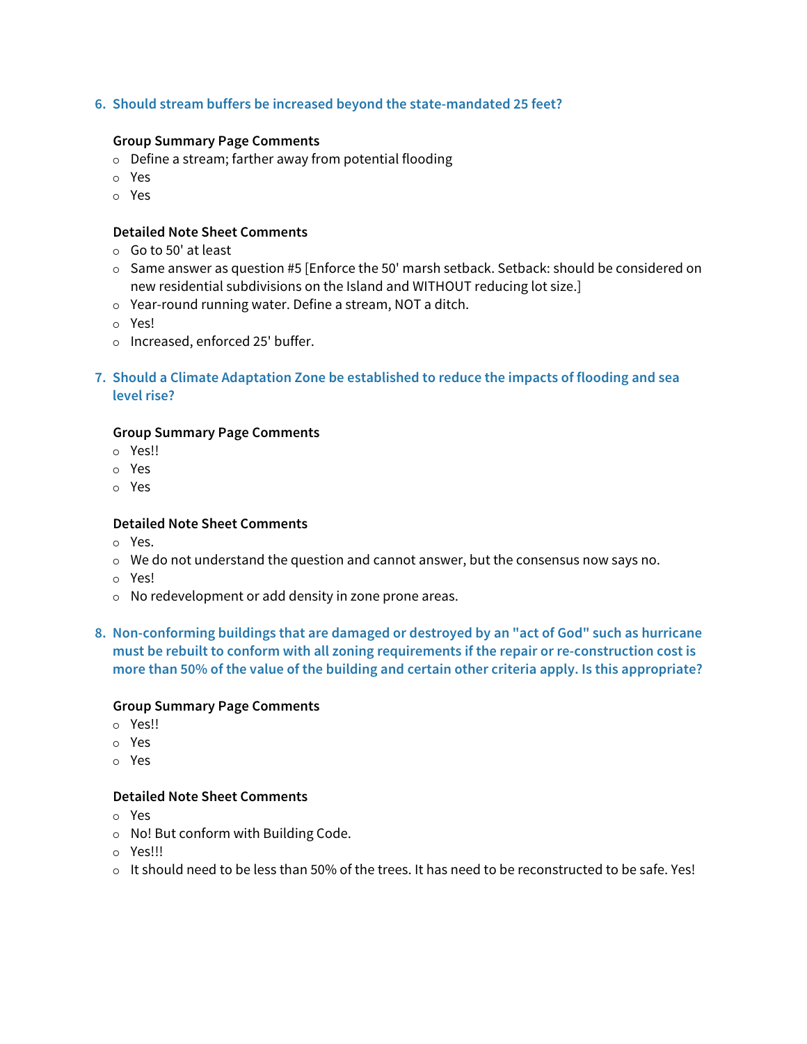## 6. Should stream buffers be increased beyond the state-mandated 25 feet?

**Group Summary Page Comments**

- Define a stream; farther away from potential flooding
- Yes
- Yes

**Detailed Note Sheet Comments**

- Go to 50' at least
- Same answer as question #5 [Enforce the 50' marsh setback. Setback: should be considered on new residential subdivisions on the Island and WITHOUT reducing lot size.]
- Year-round running water. Define a stream, NOT a ditch.
- Yes!
- Increased, enforced 25' buffer.

## 7. Should a Climate Adaptation Zone be established to reduce the impacts of flooding and sea level rise?

**Group Summary Page Comments**

- Yes!!
- Yes
- Yes

**Detailed Note Sheet Comments**

- Yes.
- We do not understand the question and cannot answer, but the consensus now says no.
- Yes!
- No redevelopment or add density in zone prone areas.

## 8. Non-conforming buildings that are damaged or destroyed by an "act of God" such as hurricane must be rebuilt to conform with all zoning requirements if the repair or re-construction cost is more than 50% of the value of the building and certain other criteria apply. Is this appropriate?

**Group Summary Page Comments**

- Yes!!
- Yes
- Yes

**Detailed Note Sheet Comments**

- Yes
- No! But conform with Building Code.
- Yes!!!
- It should need to be less than 50% of the trees. It has need to be reconstructed to be safe. Yes!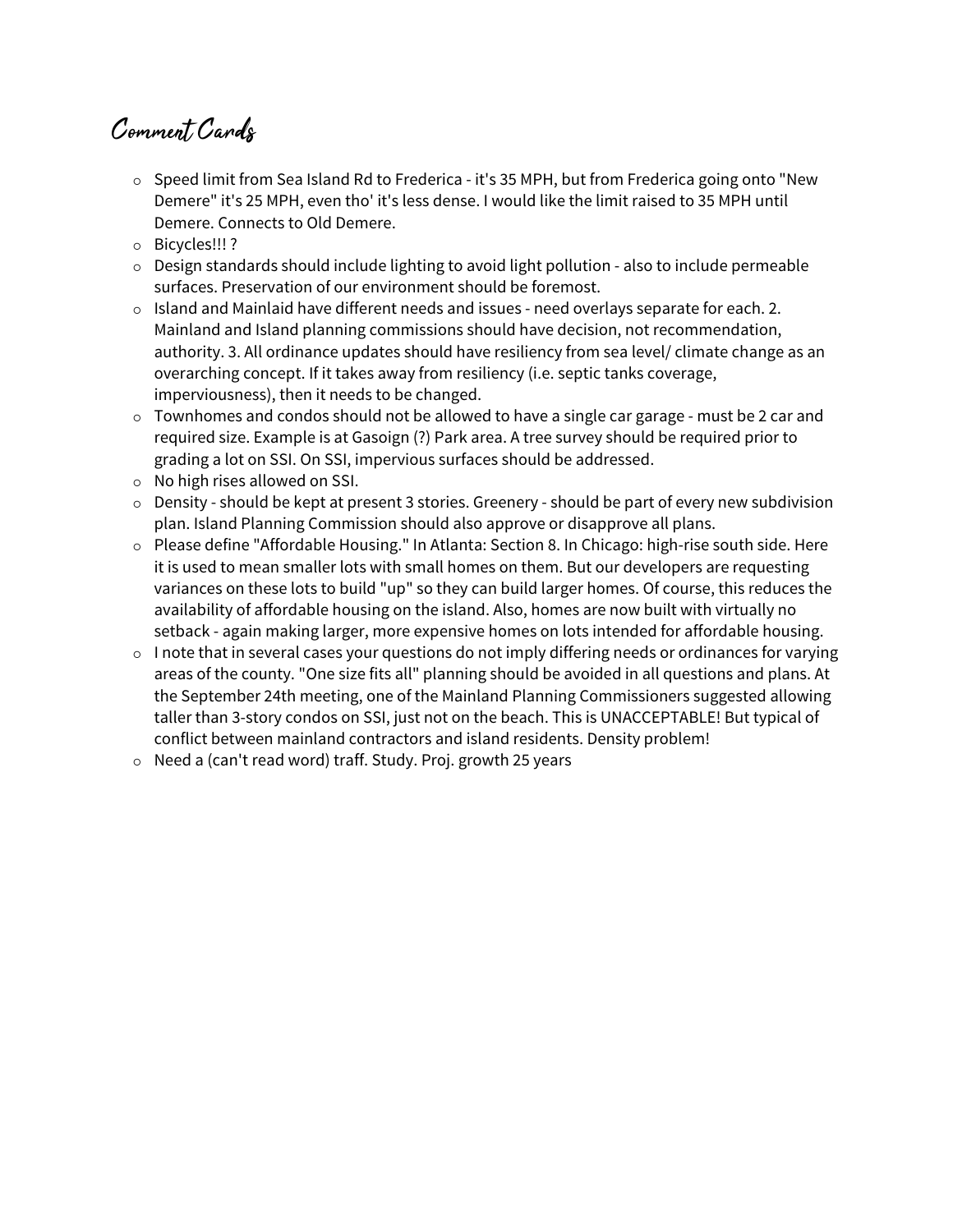## Comment Cards

- Speed limit from Sea Island Rd to Frederica - it's 35 MPH, but from Frederica going onto "New Demere" it's 25 MPH, even tho' it's less dense. I would like the limit raised to 35 MPH until Demere. Connects to Old Demere.
- Bicycles!!! ?
- Design standards should include lighting to avoid light pollution - also to include permeable surfaces. Preservation of our environment should be foremost.
- Island and Mainlaid have different needs and issues - need overlays separate for each. 2. Mainland and Island planning commissions should have decision, not recommendation, authority. 3. All ordinance updates should have resiliency from sea level/ climate change as an overarching concept. If it takes away from resiliency (i.e. septic tanks coverage, imperviousness), then it needs to be changed.
- Townhomes and condos should not be allowed to have a single car garage - must be 2 car and required size. Example is at Gasoign (?) Park area. A tree survey should be required prior to grading a lot on SSI. On SSI, impervious surfaces should be addressed.
- No high rises allowed on SSI.
- Density - should be kept at present 3 stories. Greenery - should be part of every new subdivision plan. Island Planning Commission should also approve or disapprove all plans.
- Please define "Affordable Housing." In Atlanta: Section 8. In Chicago: high-rise south side. Here it is used to mean smaller lots with small homes on them. But our developers are requesting variances on these lots to build "up" so they can build larger homes. Of course, this reduces the availability of affordable housing on the island. Also, homes are now built with virtually no setback - again making larger, more expensive homes on lots intended for affordable housing.
- I note that in several cases your questions do not imply differing needs or ordinances for varying areas of the county. "One size fits all" planning should be avoided in all questions and plans. At the September 24th meeting, one of the Mainland Planning Commissioners suggested allowing taller than 3-story condos on SSI, just not on the beach. This is UNACCEPTABLE! But typical of conflict between mainland contractors and island residents. Density problem!
- Need a (can't read word) traff. Study. Proj. growth 25 years